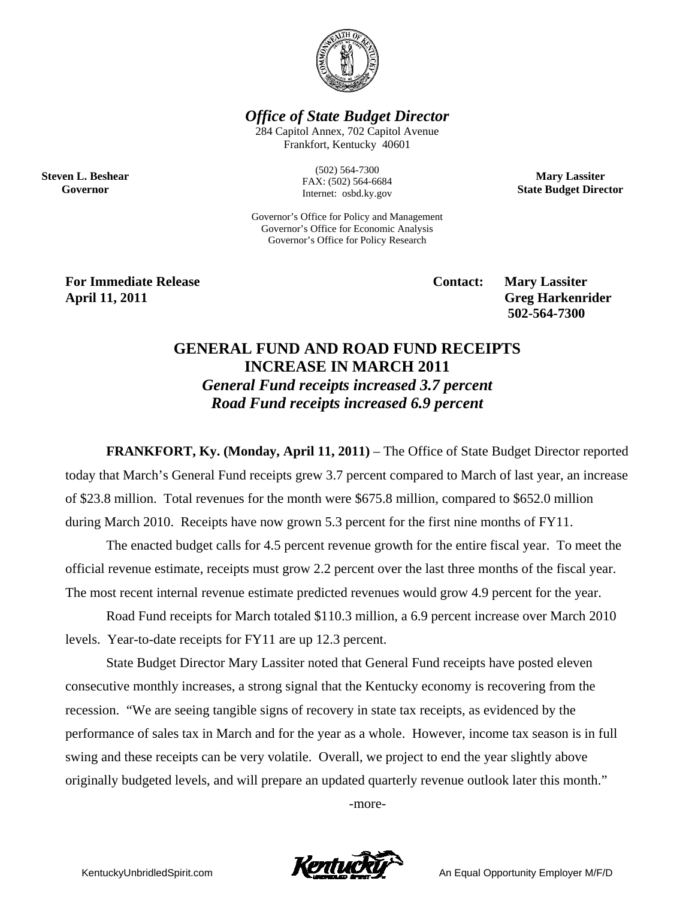***Office of State Budget Director***

284 Capitol Annex, 702 Capitol Avenue
Frankfort, Kentucky 40601

(502) 564-7300
FAX: (502) 564-6684
Internet: osbd.ky.gov

Governor's Office for Policy and Management
Governor's Office for Economic Analysis
Governor's Office for Policy Research

**Steven L. Beshear**
**Governor**

**Mary Lassiter**
**State Budget Director**

**For Immediate Release**
**April 11, 2011**

**Contact: Mary Lassiter**
**Greg Harkenrider**
**502-564-7300**

# GENERAL FUND AND ROAD FUND RECEIPTS INCREASE IN MARCH 2011

***General Fund receipts increased 3.7 percent***
***Road Fund receipts increased 6.9 percent***

**FRANKFORT, Ky. (Monday, April 11, 2011)** – The Office of State Budget Director reported today that March's General Fund receipts grew 3.7 percent compared to March of last year, an increase of $23.8 million. Total revenues for the month were $675.8 million, compared to $652.0 million during March 2010. Receipts have now grown 5.3 percent for the first nine months of FY11.

The enacted budget calls for 4.5 percent revenue growth for the entire fiscal year. To meet the official revenue estimate, receipts must grow 2.2 percent over the last three months of the fiscal year. The most recent internal revenue estimate predicted revenues would grow 4.9 percent for the year.

Road Fund receipts for March totaled $110.3 million, a 6.9 percent increase over March 2010 levels. Year-to-date receipts for FY11 are up 12.3 percent.

State Budget Director Mary Lassiter noted that General Fund receipts have posted eleven consecutive monthly increases, a strong signal that the Kentucky economy is recovering from the recession. "We are seeing tangible signs of recovery in state tax receipts, as evidenced by the performance of sales tax in March and for the year as a whole. However, income tax season is in full swing and these receipts can be very volatile. Overall, we project to end the year slightly above originally budgeted levels, and will prepare an updated quarterly revenue outlook later this month."

-more-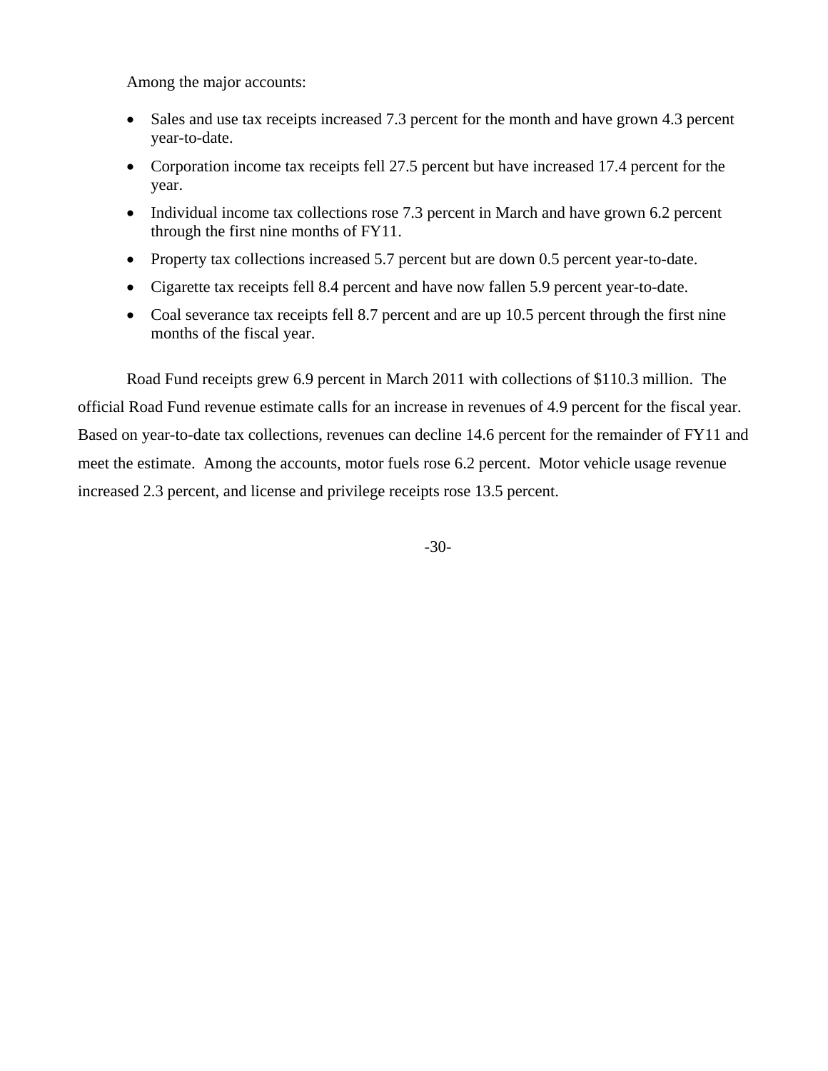Among the major accounts:

- Sales and use tax receipts increased 7.3 percent for the month and have grown 4.3 percent year-to-date.
- Corporation income tax receipts fell 27.5 percent but have increased 17.4 percent for the year.
- Individual income tax collections rose 7.3 percent in March and have grown 6.2 percent through the first nine months of FY11.
- Property tax collections increased 5.7 percent but are down 0.5 percent year-to-date.
- Cigarette tax receipts fell 8.4 percent and have now fallen 5.9 percent year-to-date.
- Coal severance tax receipts fell 8.7 percent and are up 10.5 percent through the first nine months of the fiscal year.

Road Fund receipts grew 6.9 percent in March 2011 with collections of $110.3 million. The official Road Fund revenue estimate calls for an increase in revenues of 4.9 percent for the fiscal year. Based on year-to-date tax collections, revenues can decline 14.6 percent for the remainder of FY11 and meet the estimate. Among the accounts, motor fuels rose 6.2 percent. Motor vehicle usage revenue increased 2.3 percent, and license and privilege receipts rose 13.5 percent.

-30-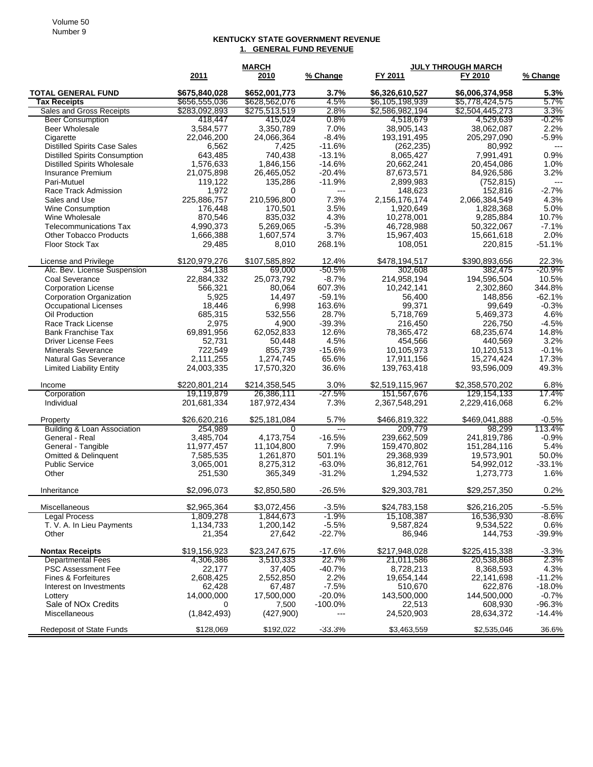# KENTUCKY STATE GOVERNMENT REVENUE

## 1. GENERAL FUND REVENUE

| | MARCH | | | JULY THROUGH MARCH | | |
|---|---|---|---|---|---|---|
| | 2011 | 2010 | % Change | FY 2011 | FY 2010 | % Change |
| **TOTAL GENERAL FUND** | **$675,840,028** | **$652,001,773** | **3.7%** | **$6,326,610,527** | **$6,006,374,958** | **5.3%** |
| **Tax Receipts** | $656,555,036 | $628,562,076 | 4.5% | $6,105,198,939 | $5,778,424,575 | 5.7% |
| Sales and Gross Receipts | $283,092,893 | $275,513,519 | 2.8% | $2,586,982,194 | $2,504,445,273 | 3.3% |
| Beer Consumption | 418,447 | 415,024 | 0.8% | 4,518,679 | 4,529,639 | -0.2% |
| Beer Wholesale | 3,584,577 | 3,350,789 | 7.0% | 38,905,143 | 38,062,087 | 2.2% |
| Cigarette | 22,046,200 | 24,066,364 | -8.4% | 193,191,495 | 205,297,090 | -5.9% |
| Distilled Spirits Case Sales | 6,562 | 7,425 | -11.6% | (262,235) | 80,992 | --- |
| Distilled Spirits Consumption | 643,485 | 740,438 | -13.1% | 8,065,427 | 7,991,491 | 0.9% |
| Distilled Spirits Wholesale | 1,576,633 | 1,846,156 | -14.6% | 20,662,241 | 20,454,086 | 1.0% |
| Insurance Premium | 21,075,898 | 26,465,052 | -20.4% | 87,673,571 | 84,926,586 | 3.2% |
| Pari-Mutuel | 119,122 | 135,286 | -11.9% | 2,899,983 | (752,815) | --- |
| Race Track Admission | 1,972 | 0 | --- | 148,623 | 152,816 | -2.7% |
| Sales and Use | 225,886,757 | 210,596,800 | 7.3% | 2,156,176,174 | 2,066,384,549 | 4.3% |
| Wine Consumption | 176,448 | 170,501 | 3.5% | 1,920,649 | 1,828,368 | 5.0% |
| Wine Wholesale | 870,546 | 835,032 | 4.3% | 10,278,001 | 9,285,884 | 10.7% |
| Telecommunications Tax | 4,990,373 | 5,269,065 | -5.3% | 46,728,988 | 50,322,067 | -7.1% |
| Other Tobacco Products | 1,666,388 | 1,607,574 | 3.7% | 15,967,403 | 15,661,618 | 2.0% |
| Floor Stock Tax | 29,485 | 8,010 | 268.1% | 108,051 | 220,815 | -51.1% |
| | | | | | | |
| License and Privilege | $120,979,276 | $107,585,892 | 12.4% | $478,194,517 | $390,893,656 | 22.3% |
| Alc. Bev. License Suspension | 34,138 | 69,000 | -50.5% | 302,608 | 382,475 | -20.9% |
| Coal Severance | 22,884,332 | 25,073,792 | -8.7% | 214,958,194 | 194,596,504 | 10.5% |
| Corporation License | 566,321 | 80,064 | 607.3% | 10,242,141 | 2,302,860 | 344.8% |
| Corporation Organization | 5,925 | 14,497 | -59.1% | 56,400 | 148,856 | -62.1% |
| Occupational Licenses | 18,446 | 6,998 | 163.6% | 99,371 | 99,649 | -0.3% |
| Oil Production | 685,315 | 532,556 | 28.7% | 5,718,769 | 5,469,373 | 4.6% |
| Race Track License | 2,975 | 4,900 | -39.3% | 216,450 | 226,750 | -4.5% |
| Bank Franchise Tax | 69,891,956 | 62,052,833 | 12.6% | 78,365,472 | 68,235,674 | 14.8% |
| Driver License Fees | 52,731 | 50,448 | 4.5% | 454,566 | 440,569 | 3.2% |
| Minerals Severance | 722,549 | 855,739 | -15.6% | 10,105,973 | 10,120,513 | -0.1% |
| Natural Gas Severance | 2,111,255 | 1,274,745 | 65.6% | 17,911,156 | 15,274,424 | 17.3% |
| Limited Liability Entity | 24,003,335 | 17,570,320 | 36.6% | 139,763,418 | 93,596,009 | 49.3% |
| | | | | | | |
| Income | $220,801,214 | $214,358,545 | 3.0% | $2,519,115,967 | $2,358,570,202 | 6.8% |
| Corporation | 19,119,879 | 26,386,111 | -27.5% | 151,567,676 | 129,154,133 | 17.4% |
| Individual | 201,681,334 | 187,972,434 | 7.3% | 2,367,548,291 | 2,229,416,068 | 6.2% |
| | | | | | | |
| Property | $26,620,216 | $25,181,084 | 5.7% | $466,819,322 | $469,041,888 | -0.5% |
| Building & Loan Association | 254,989 | 0 | --- | 209,779 | 98,299 | 113.4% |
| General - Real | 3,485,704 | 4,173,754 | -16.5% | 239,662,509 | 241,819,786 | -0.9% |
| General - Tangible | 11,977,457 | 11,104,800 | 7.9% | 159,470,802 | 151,284,116 | 5.4% |
| Omitted & Delinquent | 7,585,535 | 1,261,870 | 501.1% | 29,368,939 | 19,573,901 | 50.0% |
| Public Service | 3,065,001 | 8,275,312 | -63.0% | 36,812,761 | 54,992,012 | -33.1% |
| Other | 251,530 | 365,349 | -31.2% | 1,294,532 | 1,273,773 | 1.6% |
| | | | | | | |
| Inheritance | $2,096,073 | $2,850,580 | -26.5% | $29,303,781 | $29,257,350 | 0.2% |
| | | | | | | |
| Miscellaneous | $2,965,364 | $3,072,456 | -3.5% | $24,783,158 | $26,216,205 | -5.5% |
| Legal Process | 1,809,278 | 1,844,673 | -1.9% | 15,108,387 | 16,536,930 | -8.6% |
| T. V. A. In Lieu Payments | 1,134,733 | 1,200,142 | -5.5% | 9,587,824 | 9,534,522 | 0.6% |
| Other | 21,354 | 27,642 | -22.7% | 86,946 | 144,753 | -39.9% |
| | | | | | | |
| **Nontax Receipts** | $19,156,923 | $23,247,675 | -17.6% | $217,948,028 | $225,415,338 | -3.3% |
| Departmental Fees | 4,306,386 | 3,510,333 | 22.7% | 21,011,586 | 20,538,868 | 2.3% |
| PSC Assessment Fee | 22,177 | 37,405 | -40.7% | 8,728,213 | 8,368,593 | 4.3% |
| Fines & Forfeitures | 2,608,425 | 2,552,850 | 2.2% | 19,654,144 | 22,141,698 | -11.2% |
| Interest on Investments | 62,428 | 67,487 | -7.5% | 510,670 | 622,876 | -18.0% |
| Lottery | 14,000,000 | 17,500,000 | -20.0% | 143,500,000 | 144,500,000 | -0.7% |
| Sale of NOx Credits | 0 | 7,500 | -100.0% | 22,513 | 608,930 | -96.3% |
| Miscellaneous | (1,842,493) | (427,900) | --- | 24,520,903 | 28,634,372 | -14.4% |
| | | | | | | |
| Redeposit of State Funds | $128,069 | $192,022 | -33.3% | $3,463,559 | $2,535,046 | 36.6% |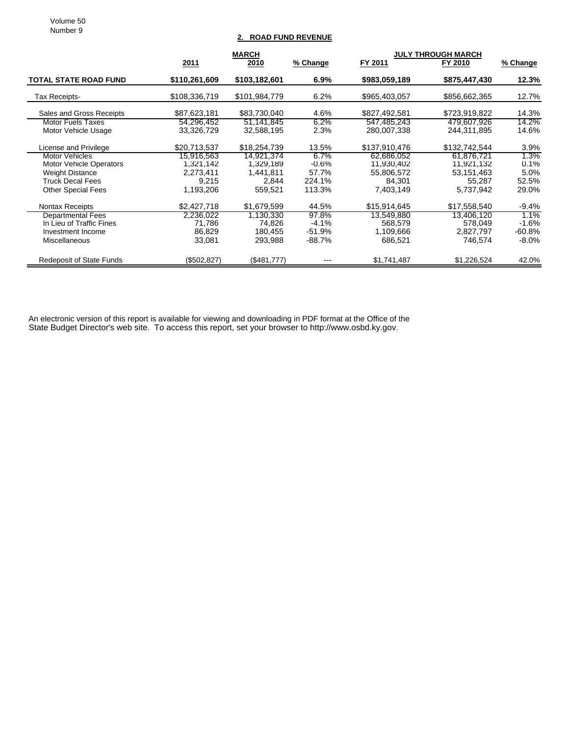## 2. ROAD FUND REVENUE

| | MARCH | | | JULY THROUGH MARCH | | |
|---|---|---|---|---|---|---|
| | 2011 | 2010 | % Change | FY 2011 | FY 2010 | % Change |
| **TOTAL STATE ROAD FUND** | **$110,261,609** | **$103,182,601** | **6.9%** | **$983,059,189** | **$875,447,430** | **12.3%** |
| Tax Receipts- | $108,336,719 | $101,984,779 | 6.2% | $965,403,057 | $856,662,365 | 12.7% |
| Sales and Gross Receipts | $87,623,181 | $83,730,040 | 4.6% | $827,492,581 | $723,919,822 | 14.3% |
| Motor Fuels Taxes | 54,296,452 | 51,141,845 | 6.2% | 547,485,243 | 479,607,926 | 14.2% |
| Motor Vehicle Usage | 33,326,729 | 32,588,195 | 2.3% | 280,007,338 | 244,311,895 | 14.6% |
| License and Privilege | $20,713,537 | $18,254,739 | 13.5% | $137,910,476 | $132,742,544 | 3.9% |
| Motor Vehicles | 15,916,563 | 14,921,374 | 6.7% | 62,686,052 | 61,876,721 | 1.3% |
| Motor Vehicle Operators | 1,321,142 | 1,329,189 | -0.6% | 11,930,402 | 11,921,132 | 0.1% |
| Weight Distance | 2,273,411 | 1,441,811 | 57.7% | 55,806,572 | 53,151,463 | 5.0% |
| Truck Decal Fees | 9,215 | 2,844 | 224.1% | 84,301 | 55,287 | 52.5% |
| Other Special Fees | 1,193,206 | 559,521 | 113.3% | 7,403,149 | 5,737,942 | 29.0% |
| Nontax Receipts | $2,427,718 | $1,679,599 | 44.5% | $15,914,645 | $17,558,540 | -9.4% |
| Departmental Fees | 2,236,022 | 1,130,330 | 97.8% | 13,549,880 | 13,406,120 | 1.1% |
| In Lieu of Traffic Fines | 71,786 | 74,826 | -4.1% | 568,579 | 578,049 | -1.6% |
| Investment Income | 86,829 | 180,455 | -51.9% | 1,109,666 | 2,827,797 | -60.8% |
| Miscellaneous | 33,081 | 293,988 | -88.7% | 686,521 | 746,574 | -8.0% |
| Redeposit of State Funds | ($502,827) | ($481,777) | --- | $1,741,487 | $1,226,524 | 42.0% |

An electronic version of this report is available for viewing and downloading in PDF format at the Office of the State Budget Director's web site. To access this report, set your browser to http://www.osbd.ky.gov.